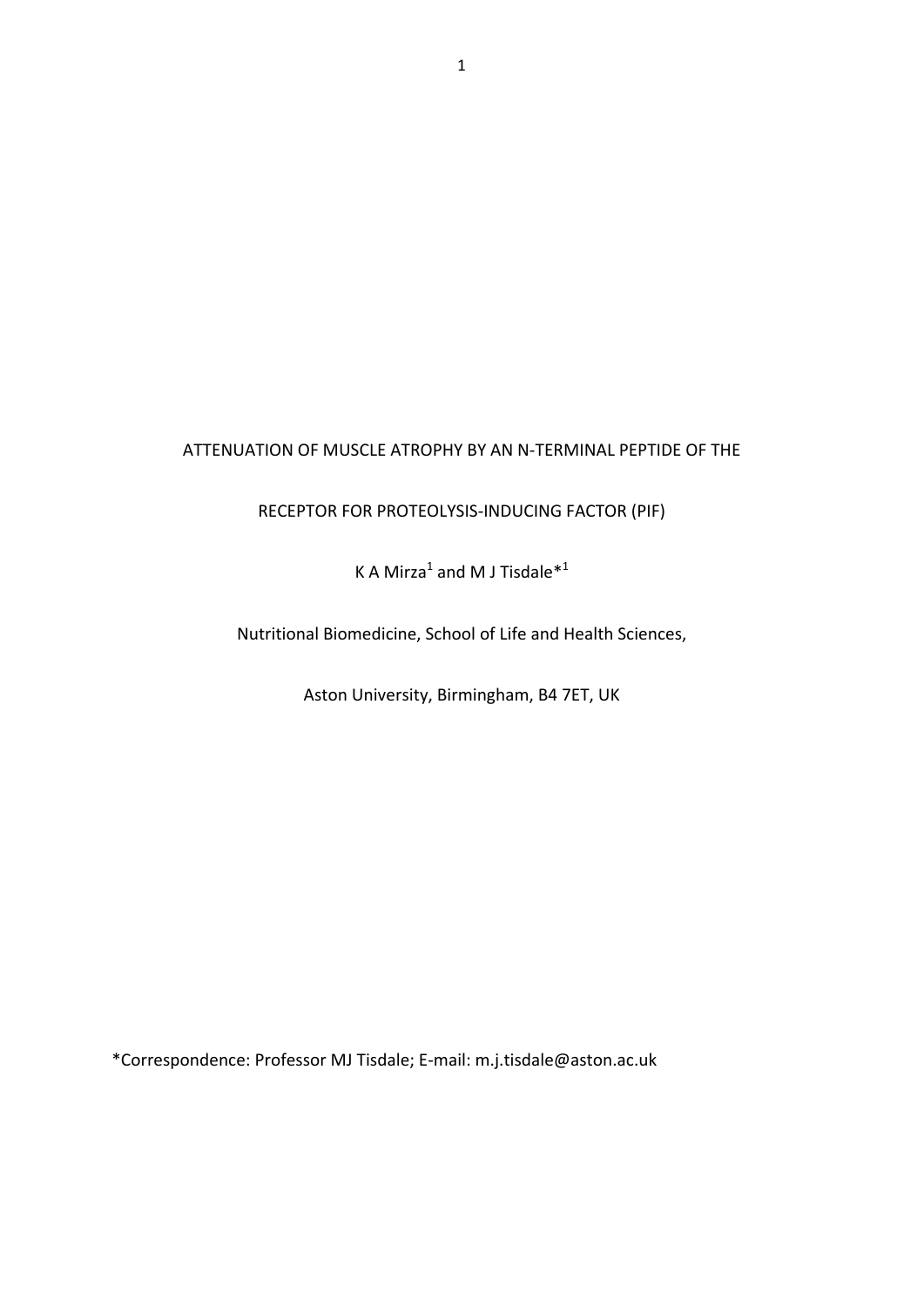# ATTENUATION OF MUSCLE ATROPHY BY AN N-TERMINAL PEPTIDE OF THE RECEPTOR FOR PROTEOLYSIS-INDUCING FACTOR (PIF)

K A Mirza[1] and M J Tisdale*[1]

Nutritional Biomedicine, School of Life and Health Sciences,

Aston University, Birmingham, B4 7ET, UK

*Correspondence: Professor MJ Tisdale; E-mail: m.j.tisdale@aston.ac.uk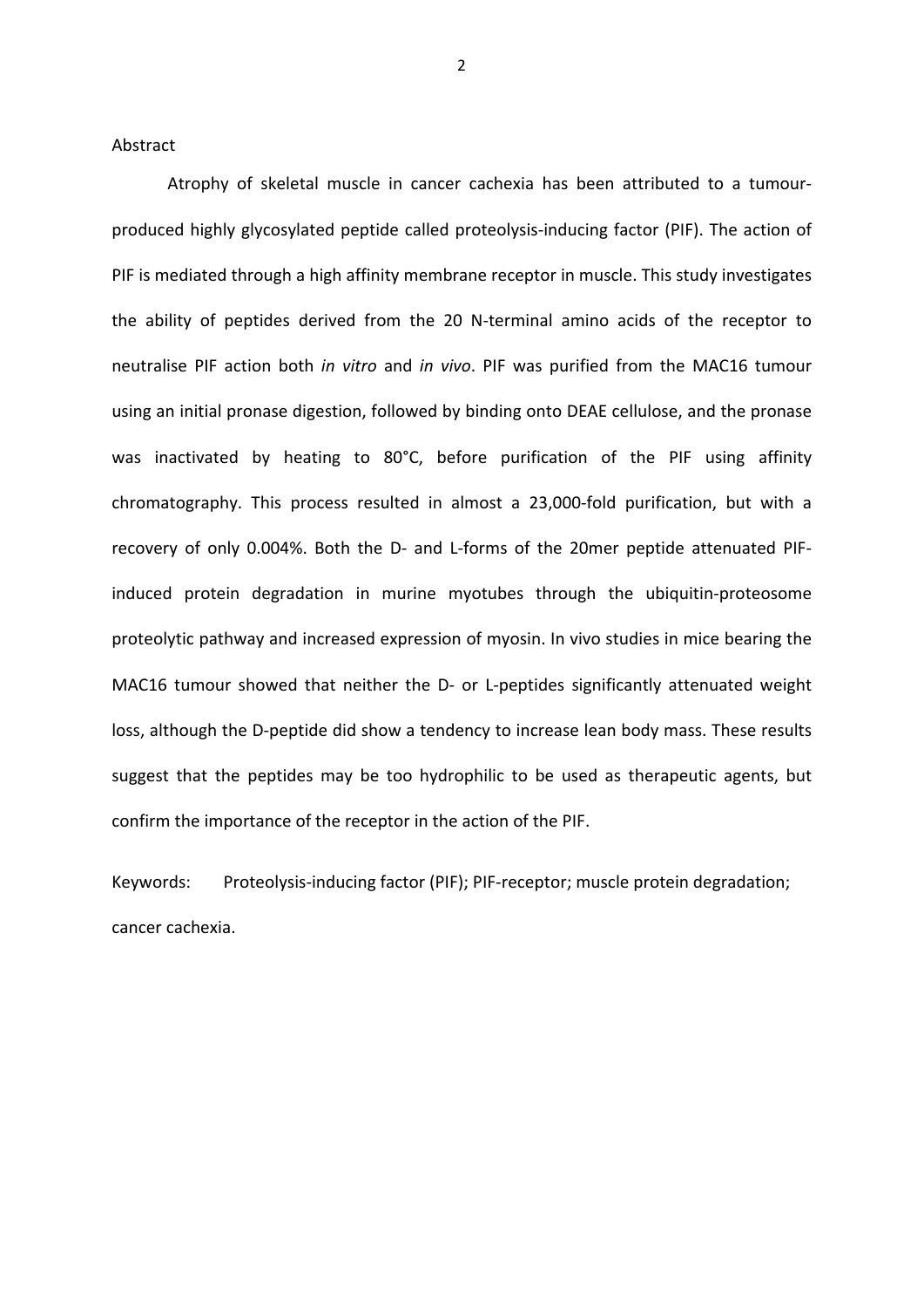## Abstract

Atrophy of skeletal muscle in cancer cachexia has been attributed to a tumour-produced highly glycosylated peptide called proteolysis-inducing factor (PIF). The action of PIF is mediated through a high affinity membrane receptor in muscle. This study investigates the ability of peptides derived from the 20 N-terminal amino acids of the receptor to neutralise PIF action both *in vitro* and *in vivo*. PIF was purified from the MAC16 tumour using an initial pronase digestion, followed by binding onto DEAE cellulose, and the pronase was inactivated by heating to 80°C, before purification of the PIF using affinity chromatography. This process resulted in almost a 23,000-fold purification, but with a recovery of only 0.004%. Both the D- and L-forms of the 20mer peptide attenuated PIF-induced protein degradation in murine myotubes through the ubiquitin-proteosome proteolytic pathway and increased expression of myosin. In vivo studies in mice bearing the MAC16 tumour showed that neither the D- or L-peptides significantly attenuated weight loss, although the D-peptide did show a tendency to increase lean body mass. These results suggest that the peptides may be too hydrophilic to be used as therapeutic agents, but confirm the importance of the receptor in the action of the PIF.

Keywords: Proteolysis-inducing factor (PIF); PIF-receptor; muscle protein degradation; cancer cachexia.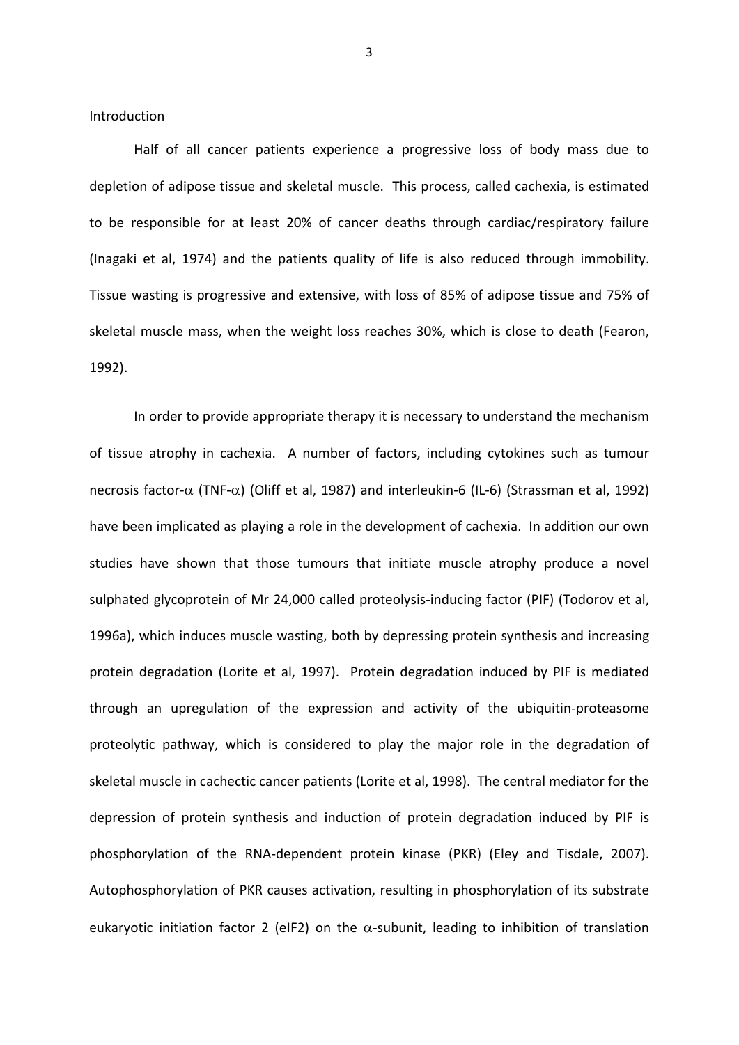Introduction

Half of all cancer patients experience a progressive loss of body mass due to depletion of adipose tissue and skeletal muscle. This process, called cachexia, is estimated to be responsible for at least 20% of cancer deaths through cardiac/respiratory failure (Inagaki et al, 1974) and the patients quality of life is also reduced through immobility. Tissue wasting is progressive and extensive, with loss of 85% of adipose tissue and 75% of skeletal muscle mass, when the weight loss reaches 30%, which is close to death (Fearon, 1992).

In order to provide appropriate therapy it is necessary to understand the mechanism of tissue atrophy in cachexia. A number of factors, including cytokines such as tumour necrosis factor-$\alpha$ (TNF-$\alpha$) (Oliff et al, 1987) and interleukin-6 (IL-6) (Strassman et al, 1992) have been implicated as playing a role in the development of cachexia. In addition our own studies have shown that those tumours that initiate muscle atrophy produce a novel sulphated glycoprotein of Mr 24,000 called proteolysis-inducing factor (PIF) (Todorov et al, 1996a), which induces muscle wasting, both by depressing protein synthesis and increasing protein degradation (Lorite et al, 1997). Protein degradation induced by PIF is mediated through an upregulation of the expression and activity of the ubiquitin-proteasome proteolytic pathway, which is considered to play the major role in the degradation of skeletal muscle in cachectic cancer patients (Lorite et al, 1998). The central mediator for the depression of protein synthesis and induction of protein degradation induced by PIF is phosphorylation of the RNA-dependent protein kinase (PKR) (Eley and Tisdale, 2007). Autophosphorylation of PKR causes activation, resulting in phosphorylation of its substrate eukaryotic initiation factor 2 (eIF2) on the $\alpha$-subunit, leading to inhibition of translation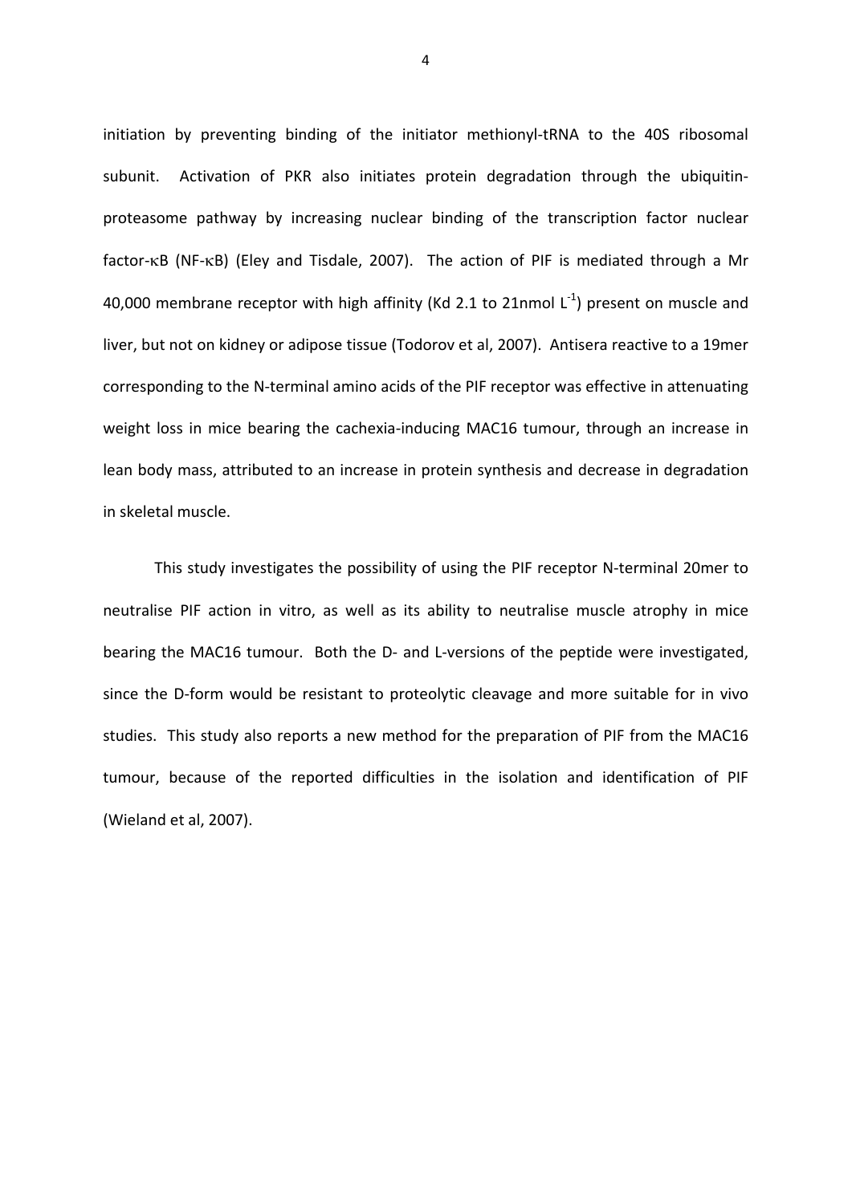initiation by preventing binding of the initiator methionyl-tRNA to the 40S ribosomal subunit. Activation of PKR also initiates protein degradation through the ubiquitin-proteasome pathway by increasing nuclear binding of the transcription factor nuclear factor-κB (NF-κB) (Eley and Tisdale, 2007). The action of PIF is mediated through a Mr 40,000 membrane receptor with high affinity (Kd 2.1 to 21nmol $L^{-1}$) present on muscle and liver, but not on kidney or adipose tissue (Todorov et al, 2007). Antisera reactive to a 19mer corresponding to the N-terminal amino acids of the PIF receptor was effective in attenuating weight loss in mice bearing the cachexia-inducing MAC16 tumour, through an increase in lean body mass, attributed to an increase in protein synthesis and decrease in degradation in skeletal muscle.

This study investigates the possibility of using the PIF receptor N-terminal 20mer to neutralise PIF action in vitro, as well as its ability to neutralise muscle atrophy in mice bearing the MAC16 tumour. Both the D- and L-versions of the peptide were investigated, since the D-form would be resistant to proteolytic cleavage and more suitable for in vivo studies. This study also reports a new method for the preparation of PIF from the MAC16 tumour, because of the reported difficulties in the isolation and identification of PIF (Wieland et al, 2007).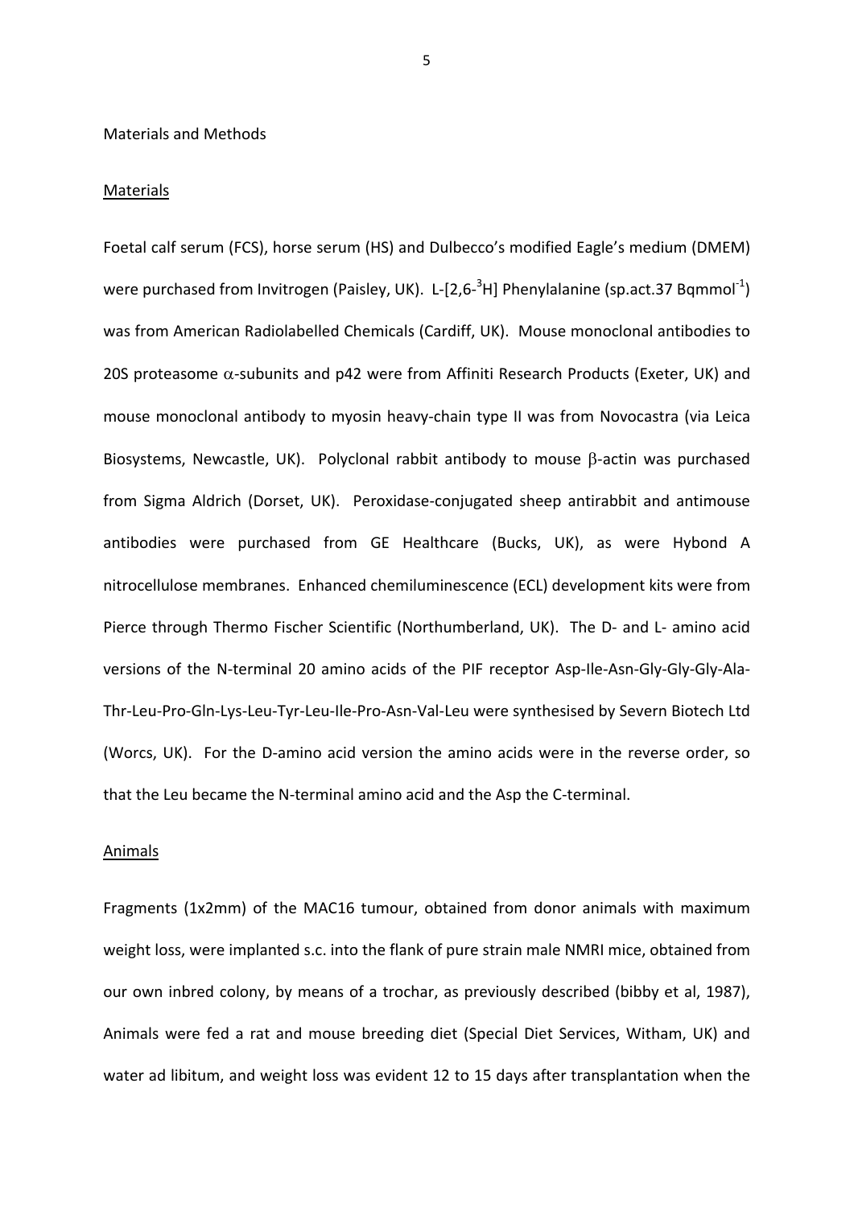# Materials and Methods

## Materials

Foetal calf serum (FCS), horse serum (HS) and Dulbecco's modified Eagle's medium (DMEM) were purchased from Invitrogen (Paisley, UK). L-[2,6-$^3$H] Phenylalanine (sp.act.37 Bqmmol$^{-1}$) was from American Radiolabelled Chemicals (Cardiff, UK). Mouse monoclonal antibodies to 20S proteasome $\alpha$-subunits and p42 were from Affiniti Research Products (Exeter, UK) and mouse monoclonal antibody to myosin heavy-chain type II was from Novocastra (via Leica Biosystems, Newcastle, UK). Polyclonal rabbit antibody to mouse $\beta$-actin was purchased from Sigma Aldrich (Dorset, UK). Peroxidase-conjugated sheep antirabbit and antimouse antibodies were purchased from GE Healthcare (Bucks, UK), as were Hybond A nitrocellulose membranes. Enhanced chemiluminescence (ECL) development kits were from Pierce through Thermo Fischer Scientific (Northumberland, UK). The D- and L- amino acid versions of the N-terminal 20 amino acids of the PIF receptor Asp-Ile-Asn-Gly-Gly-Gly-Ala-Thr-Leu-Pro-Gln-Lys-Leu-Tyr-Leu-Ile-Pro-Asn-Val-Leu were synthesised by Severn Biotech Ltd (Worcs, UK). For the D-amino acid version the amino acids were in the reverse order, so that the Leu became the N-terminal amino acid and the Asp the C-terminal.

## Animals

Fragments (1x2mm) of the MAC16 tumour, obtained from donor animals with maximum weight loss, were implanted s.c. into the flank of pure strain male NMRI mice, obtained from our own inbred colony, by means of a trochar, as previously described (bibby et al, 1987), Animals were fed a rat and mouse breeding diet (Special Diet Services, Witham, UK) and water ad libitum, and weight loss was evident 12 to 15 days after transplantation when the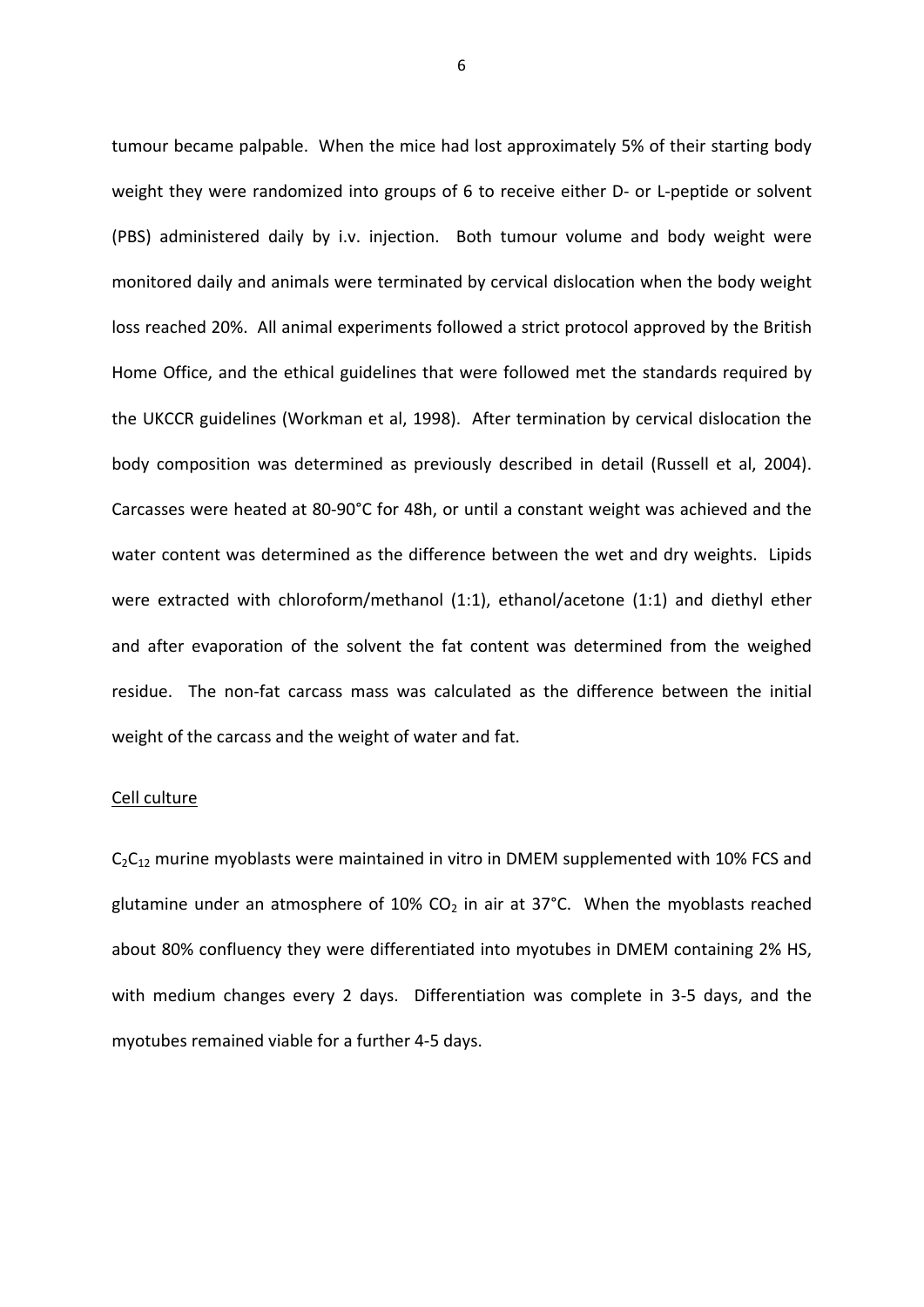tumour became palpable. When the mice had lost approximately 5% of their starting body weight they were randomized into groups of 6 to receive either D- or L-peptide or solvent (PBS) administered daily by i.v. injection. Both tumour volume and body weight were monitored daily and animals were terminated by cervical dislocation when the body weight loss reached 20%. All animal experiments followed a strict protocol approved by the British Home Office, and the ethical guidelines that were followed met the standards required by the UKCCR guidelines (Workman et al, 1998). After termination by cervical dislocation the body composition was determined as previously described in detail (Russell et al, 2004). Carcasses were heated at 80-90°C for 48h, or until a constant weight was achieved and the water content was determined as the difference between the wet and dry weights. Lipids were extracted with chloroform/methanol (1:1), ethanol/acetone (1:1) and diethyl ether and after evaporation of the solvent the fat content was determined from the weighed residue. The non-fat carcass mass was calculated as the difference between the initial weight of the carcass and the weight of water and fat.

Cell culture

$C_2C_{12}$ murine myoblasts were maintained in vitro in DMEM supplemented with 10% FCS and glutamine under an atmosphere of 10% $CO_2$ in air at 37°C. When the myoblasts reached about 80% confluency they were differentiated into myotubes in DMEM containing 2% HS, with medium changes every 2 days. Differentiation was complete in 3-5 days, and the myotubes remained viable for a further 4-5 days.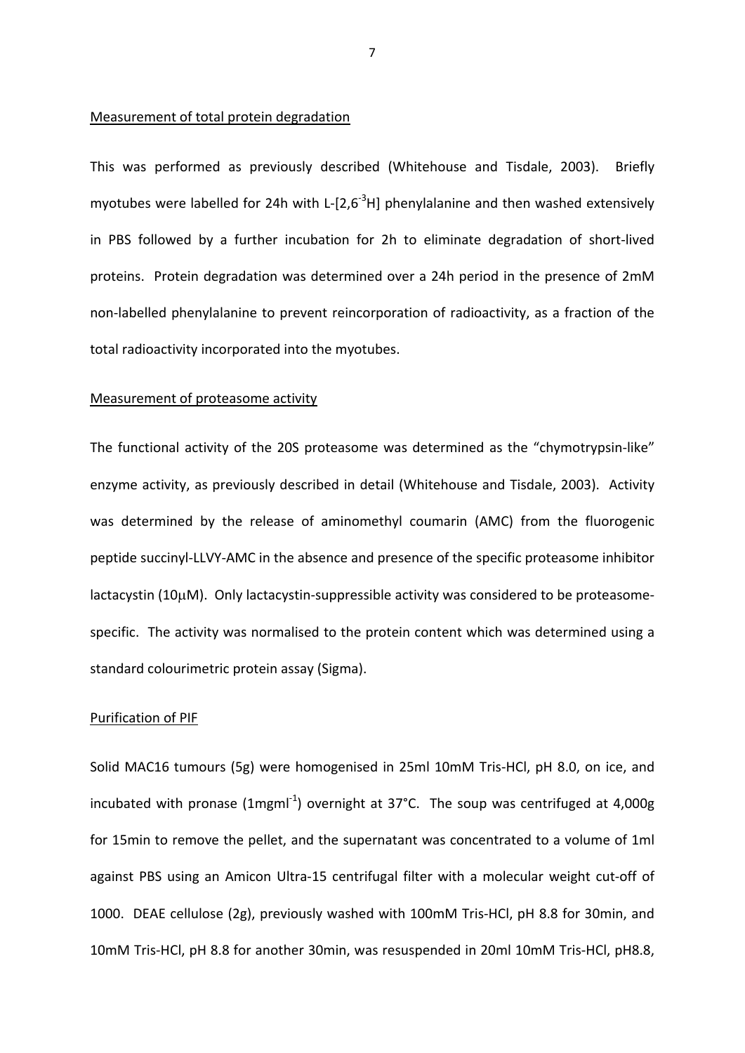Measurement of total protein degradation

This was performed as previously described (Whitehouse and Tisdale, 2003). Briefly myotubes were labelled for 24h with L-[2,6-$^{3}$H] phenylalanine and then washed extensively in PBS followed by a further incubation for 2h to eliminate degradation of short-lived proteins. Protein degradation was determined over a 24h period in the presence of 2mM non-labelled phenylalanine to prevent reincorporation of radioactivity, as a fraction of the total radioactivity incorporated into the myotubes.

Measurement of proteasome activity

The functional activity of the 20S proteasome was determined as the "chymotrypsin-like" enzyme activity, as previously described in detail (Whitehouse and Tisdale, 2003). Activity was determined by the release of aminomethyl coumarin (AMC) from the fluorogenic peptide succinyl-LLVY-AMC in the absence and presence of the specific proteasome inhibitor lactacystin (10μM). Only lactacystin-suppressible activity was considered to be proteasome-specific. The activity was normalised to the protein content which was determined using a standard colourimetric protein assay (Sigma).

Purification of PIF

Solid MAC16 tumours (5g) were homogenised in 25ml 10mM Tris-HCl, pH 8.0, on ice, and incubated with pronase (1mgml$^{-1}$) overnight at 37°C. The soup was centrifuged at 4,000g for 15min to remove the pellet, and the supernatant was concentrated to a volume of 1ml against PBS using an Amicon Ultra-15 centrifugal filter with a molecular weight cut-off of 1000. DEAE cellulose (2g), previously washed with 100mM Tris-HCl, pH 8.8 for 30min, and 10mM Tris-HCl, pH 8.8 for another 30min, was resuspended in 20ml 10mM Tris-HCl, pH8.8,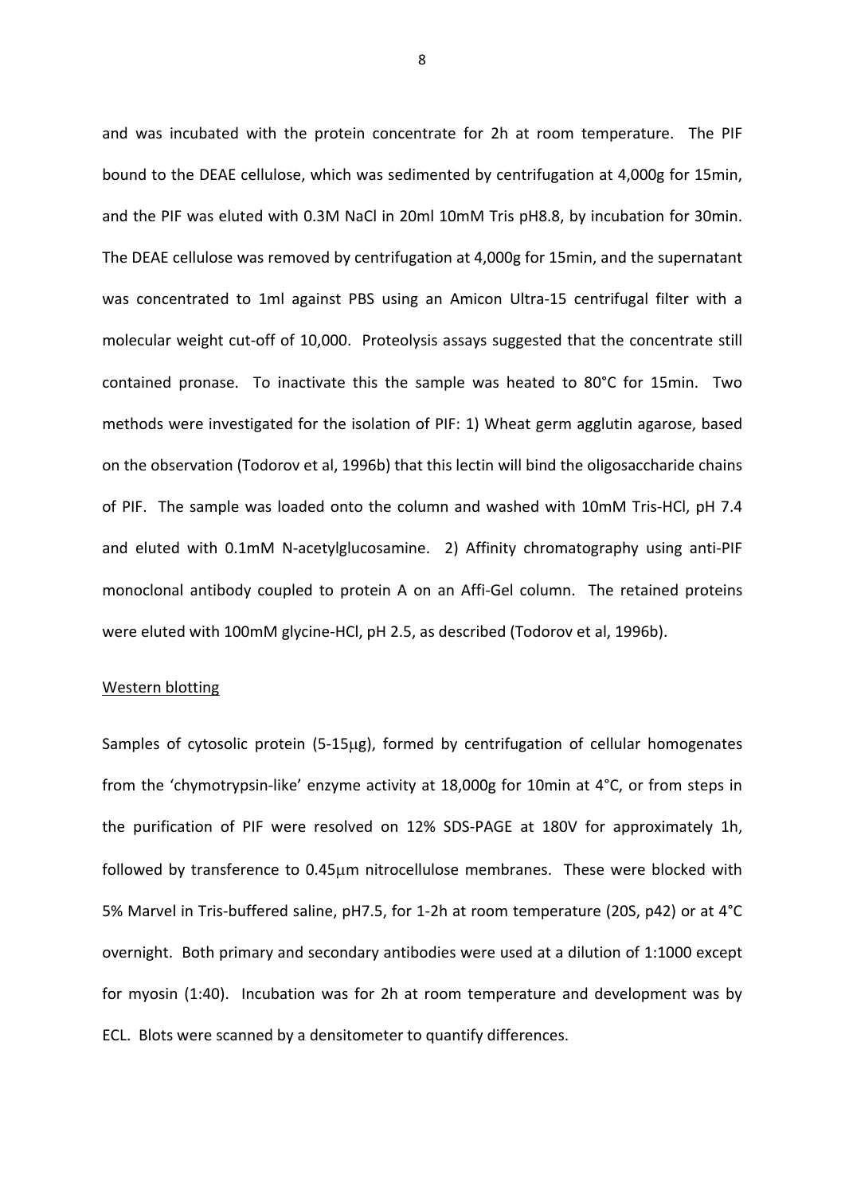and was incubated with the protein concentrate for 2h at room temperature. The PIF bound to the DEAE cellulose, which was sedimented by centrifugation at 4,000g for 15min, and the PIF was eluted with 0.3M NaCl in 20ml 10mM Tris pH8.8, by incubation for 30min. The DEAE cellulose was removed by centrifugation at 4,000g for 15min, and the supernatant was concentrated to 1ml against PBS using an Amicon Ultra-15 centrifugal filter with a molecular weight cut-off of 10,000. Proteolysis assays suggested that the concentrate still contained pronase. To inactivate this the sample was heated to 80°C for 15min. Two methods were investigated for the isolation of PIF: 1) Wheat germ agglutin agarose, based on the observation (Todorov et al, 1996b) that this lectin will bind the oligosaccharide chains of PIF. The sample was loaded onto the column and washed with 10mM Tris-HCl, pH 7.4 and eluted with 0.1mM N-acetylglucosamine. 2) Affinity chromatography using anti-PIF monoclonal antibody coupled to protein A on an Affi-Gel column. The retained proteins were eluted with 100mM glycine-HCl, pH 2.5, as described (Todorov et al, 1996b).

Western blotting

Samples of cytosolic protein (5-15μg), formed by centrifugation of cellular homogenates from the 'chymotrypsin-like' enzyme activity at 18,000g for 10min at 4°C, or from steps in the purification of PIF were resolved on 12% SDS-PAGE at 180V for approximately 1h, followed by transference to 0.45μm nitrocellulose membranes. These were blocked with 5% Marvel in Tris-buffered saline, pH7.5, for 1-2h at room temperature (20S, p42) or at 4°C overnight. Both primary and secondary antibodies were used at a dilution of 1:1000 except for myosin (1:40). Incubation was for 2h at room temperature and development was by ECL. Blots were scanned by a densitometer to quantify differences.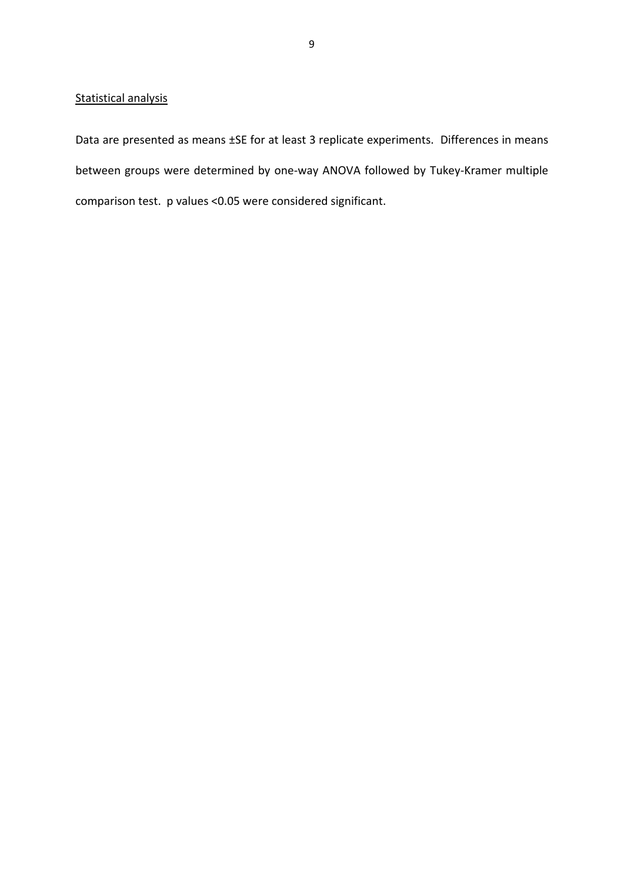## Statistical analysis

Data are presented as means ±SE for at least 3 replicate experiments. Differences in means between groups were determined by one-way ANOVA followed by Tukey-Kramer multiple comparison test. p values <0.05 were considered significant.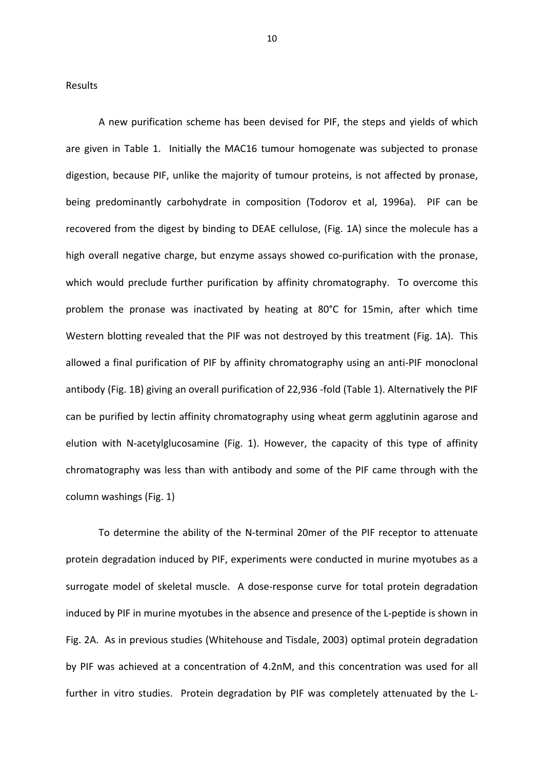Results

A new purification scheme has been devised for PIF, the steps and yields of which are given in Table 1. Initially the MAC16 tumour homogenate was subjected to pronase digestion, because PIF, unlike the majority of tumour proteins, is not affected by pronase, being predominantly carbohydrate in composition (Todorov et al, 1996a). PIF can be recovered from the digest by binding to DEAE cellulose, (Fig. 1A) since the molecule has a high overall negative charge, but enzyme assays showed co-purification with the pronase, which would preclude further purification by affinity chromatography. To overcome this problem the pronase was inactivated by heating at 80°C for 15min, after which time Western blotting revealed that the PIF was not destroyed by this treatment (Fig. 1A). This allowed a final purification of PIF by affinity chromatography using an anti-PIF monoclonal antibody (Fig. 1B) giving an overall purification of 22,936 -fold (Table 1). Alternatively the PIF can be purified by lectin affinity chromatography using wheat germ agglutinin agarose and elution with N-acetylglucosamine (Fig. 1). However, the capacity of this type of affinity chromatography was less than with antibody and some of the PIF came through with the column washings (Fig. 1)

To determine the ability of the N-terminal 20mer of the PIF receptor to attenuate protein degradation induced by PIF, experiments were conducted in murine myotubes as a surrogate model of skeletal muscle. A dose-response curve for total protein degradation induced by PIF in murine myotubes in the absence and presence of the L-peptide is shown in Fig. 2A. As in previous studies (Whitehouse and Tisdale, 2003) optimal protein degradation by PIF was achieved at a concentration of 4.2nM, and this concentration was used for all further in vitro studies. Protein degradation by PIF was completely attenuated by the L-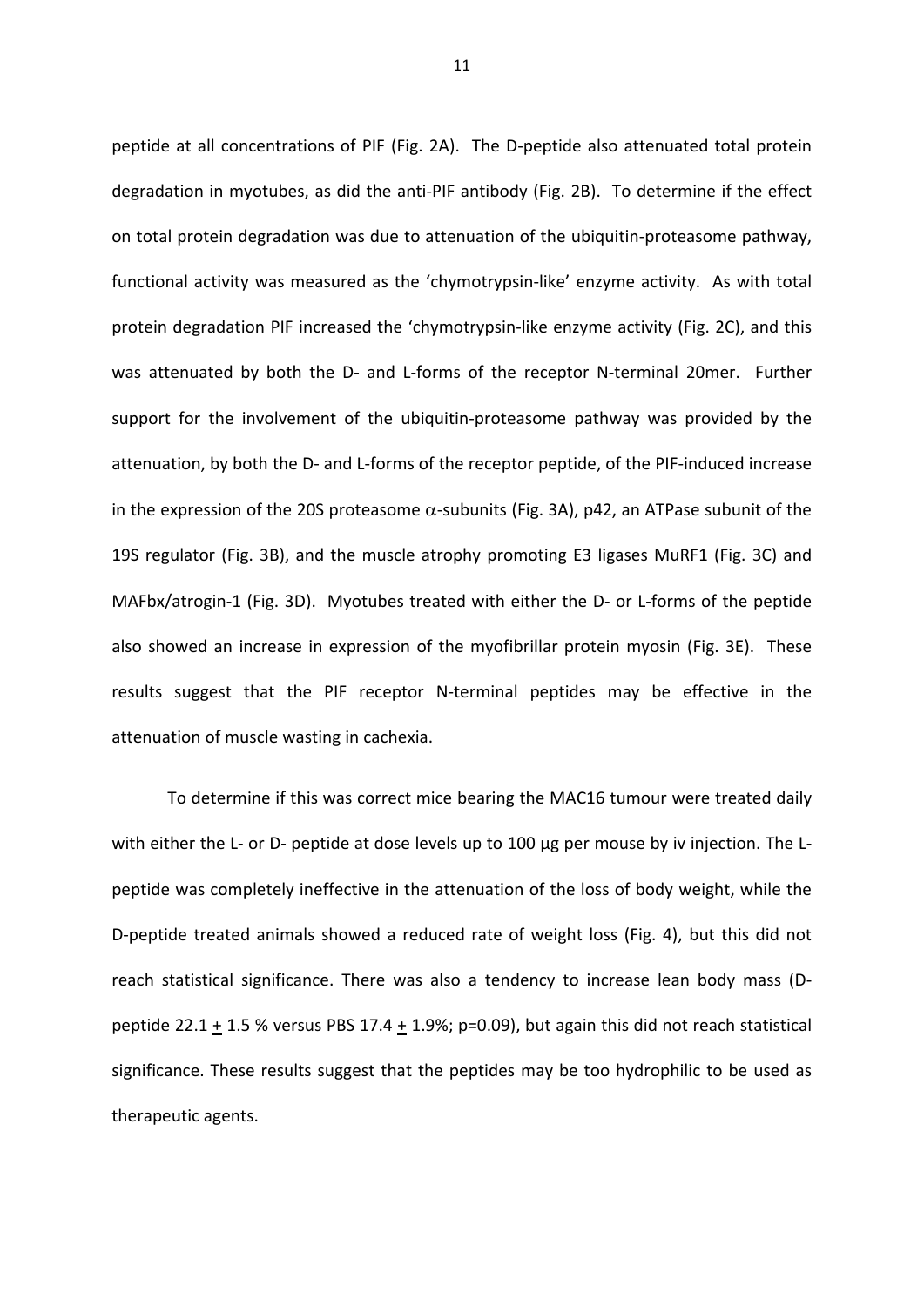peptide at all concentrations of PIF (Fig. 2A). The D-peptide also attenuated total protein degradation in myotubes, as did the anti-PIF antibody (Fig. 2B). To determine if the effect on total protein degradation was due to attenuation of the ubiquitin-proteasome pathway, functional activity was measured as the 'chymotrypsin-like' enzyme activity. As with total protein degradation PIF increased the 'chymotrypsin-like enzyme activity (Fig. 2C), and this was attenuated by both the D- and L-forms of the receptor N-terminal 20mer. Further support for the involvement of the ubiquitin-proteasome pathway was provided by the attenuation, by both the D- and L-forms of the receptor peptide, of the PIF-induced increase in the expression of the 20S proteasome $\alpha$-subunits (Fig. 3A), p42, an ATPase subunit of the 19S regulator (Fig. 3B), and the muscle atrophy promoting E3 ligases MuRF1 (Fig. 3C) and MAFbx/atrogin-1 (Fig. 3D). Myotubes treated with either the D- or L-forms of the peptide also showed an increase in expression of the myofibrillar protein myosin (Fig. 3E). These results suggest that the PIF receptor N-terminal peptides may be effective in the attenuation of muscle wasting in cachexia.

To determine if this was correct mice bearing the MAC16 tumour were treated daily with either the L- or D- peptide at dose levels up to 100 µg per mouse by iv injection. The L-peptide was completely ineffective in the attenuation of the loss of body weight, while the D-peptide treated animals showed a reduced rate of weight loss (Fig. 4), but this did not reach statistical significance. There was also a tendency to increase lean body mass (D-peptide 22.1 $\pm$ 1.5 % versus PBS 17.4 $\pm$ 1.9%; $p=0.09$), but again this did not reach statistical significance. These results suggest that the peptides may be too hydrophilic to be used as therapeutic agents.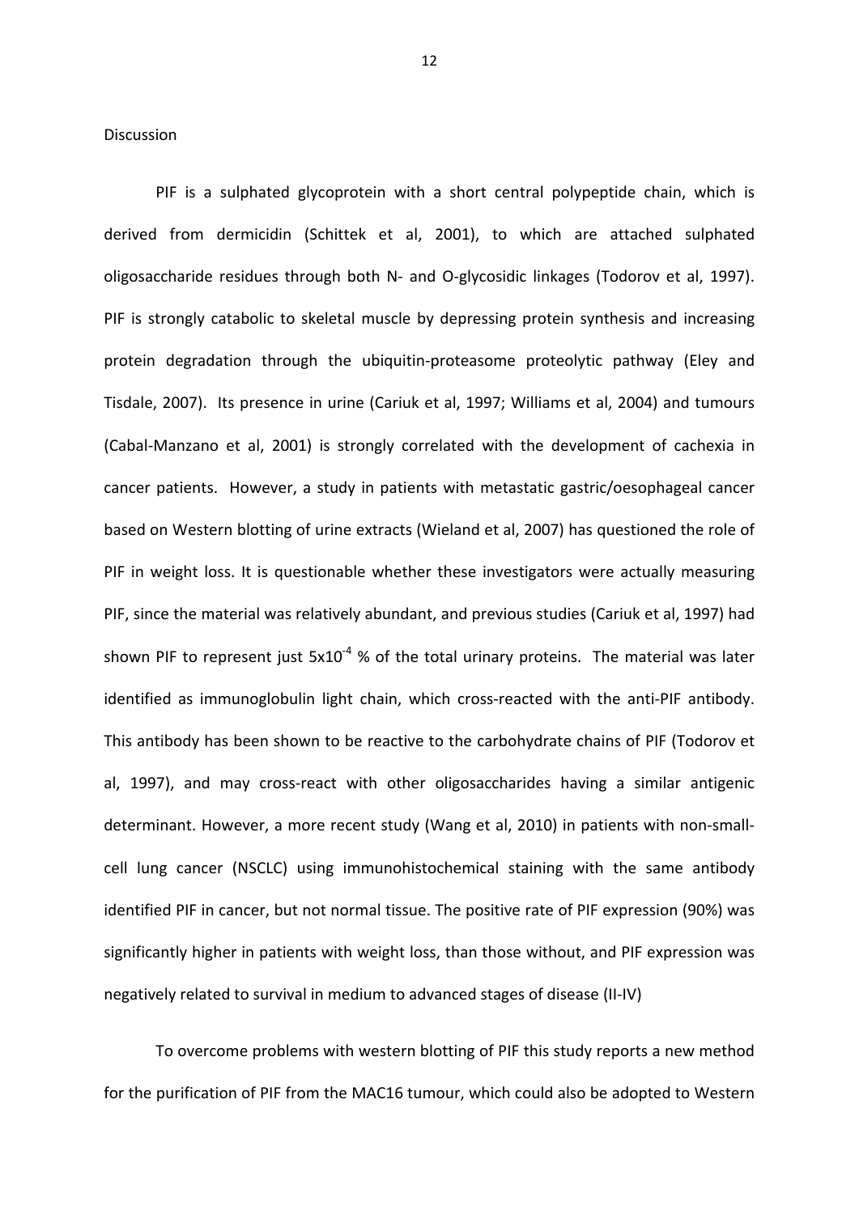Discussion

PIF is a sulphated glycoprotein with a short central polypeptide chain, which is derived from dermicidin (Schittek et al, 2001), to which are attached sulphated oligosaccharide residues through both N- and O-glycosidic linkages (Todorov et al, 1997). PIF is strongly catabolic to skeletal muscle by depressing protein synthesis and increasing protein degradation through the ubiquitin-proteasome proteolytic pathway (Eley and Tisdale, 2007). Its presence in urine (Cariuk et al, 1997; Williams et al, 2004) and tumours (Cabal-Manzano et al, 2001) is strongly correlated with the development of cachexia in cancer patients. However, a study in patients with metastatic gastric/oesophageal cancer based on Western blotting of urine extracts (Wieland et al, 2007) has questioned the role of PIF in weight loss. It is questionable whether these investigators were actually measuring PIF, since the material was relatively abundant, and previous studies (Cariuk et al, 1997) had shown PIF to represent just $5x10^{-4}$ % of the total urinary proteins. The material was later identified as immunoglobulin light chain, which cross-reacted with the anti-PIF antibody. This antibody has been shown to be reactive to the carbohydrate chains of PIF (Todorov et al, 1997), and may cross-react with other oligosaccharides having a similar antigenic determinant. However, a more recent study (Wang et al, 2010) in patients with non-small-cell lung cancer (NSCLC) using immunohistochemical staining with the same antibody identified PIF in cancer, but not normal tissue. The positive rate of PIF expression (90%) was significantly higher in patients with weight loss, than those without, and PIF expression was negatively related to survival in medium to advanced stages of disease (II-IV)

To overcome problems with western blotting of PIF this study reports a new method for the purification of PIF from the MAC16 tumour, which could also be adopted to Western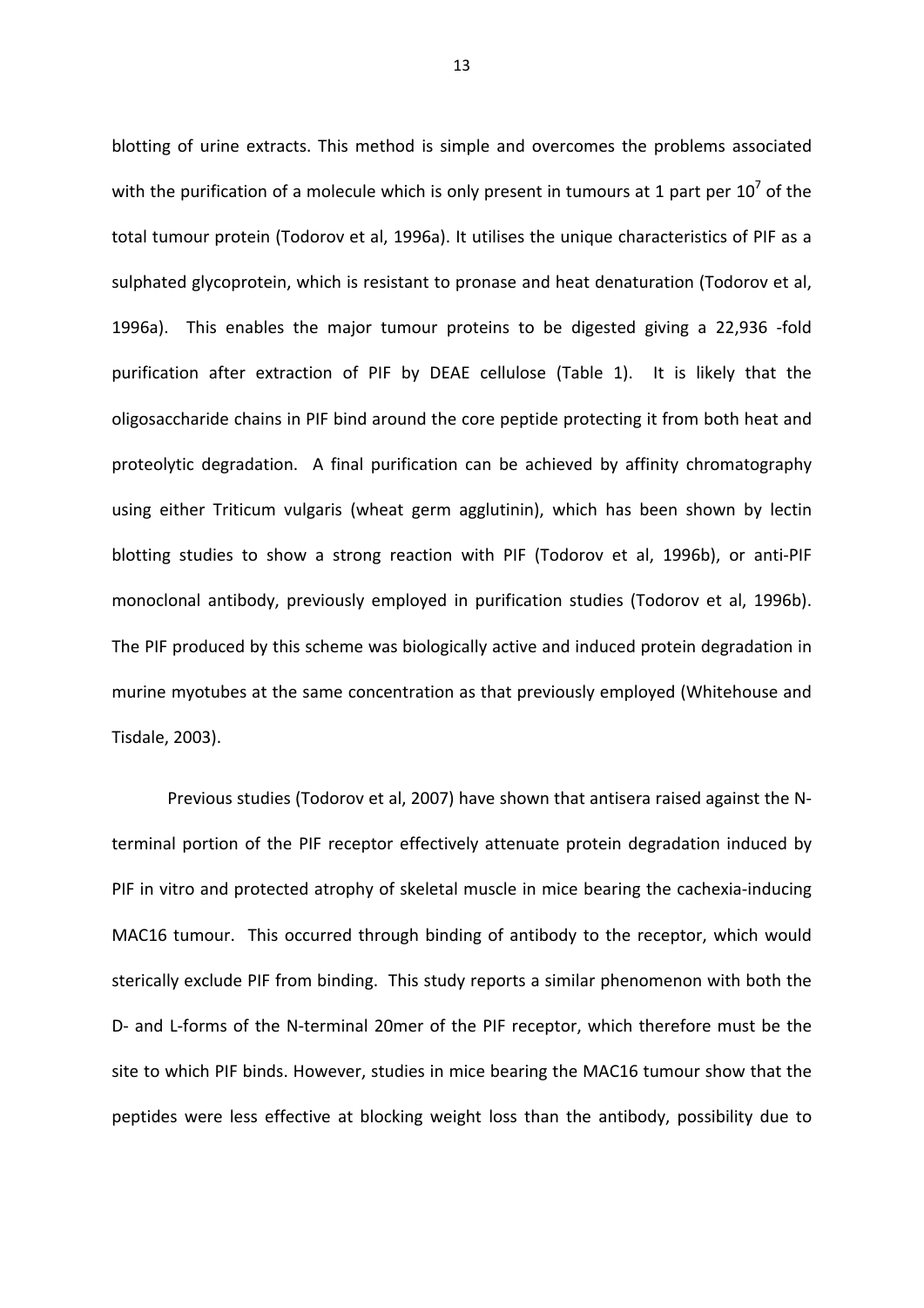blotting of urine extracts. This method is simple and overcomes the problems associated with the purification of a molecule which is only present in tumours at 1 part per $10^7$ of the total tumour protein (Todorov et al, 1996a). It utilises the unique characteristics of PIF as a sulphated glycoprotein, which is resistant to pronase and heat denaturation (Todorov et al, 1996a). This enables the major tumour proteins to be digested giving a 22,936 -fold purification after extraction of PIF by DEAE cellulose (Table 1). It is likely that the oligosaccharide chains in PIF bind around the core peptide protecting it from both heat and proteolytic degradation. A final purification can be achieved by affinity chromatography using either Triticum vulgaris (wheat germ agglutinin), which has been shown by lectin blotting studies to show a strong reaction with PIF (Todorov et al, 1996b), or anti-PIF monoclonal antibody, previously employed in purification studies (Todorov et al, 1996b). The PIF produced by this scheme was biologically active and induced protein degradation in murine myotubes at the same concentration as that previously employed (Whitehouse and Tisdale, 2003).

Previous studies (Todorov et al, 2007) have shown that antisera raised against the N-terminal portion of the PIF receptor effectively attenuate protein degradation induced by PIF in vitro and protected atrophy of skeletal muscle in mice bearing the cachexia-inducing MAC16 tumour. This occurred through binding of antibody to the receptor, which would sterically exclude PIF from binding. This study reports a similar phenomenon with both the D- and L-forms of the N-terminal 20mer of the PIF receptor, which therefore must be the site to which PIF binds. However, studies in mice bearing the MAC16 tumour show that the peptides were less effective at blocking weight loss than the antibody, possibility due to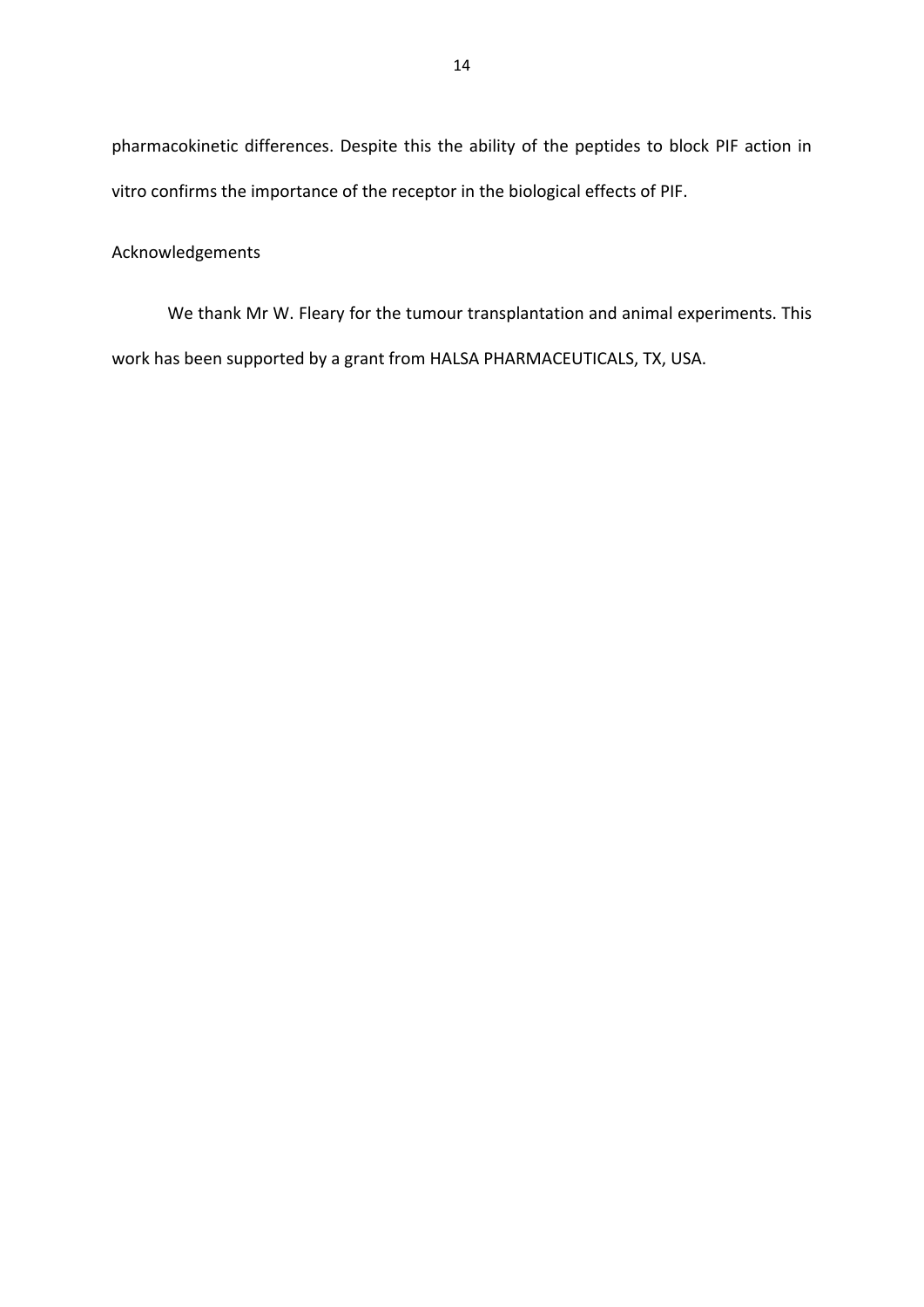pharmacokinetic differences. Despite this the ability of the peptides to block PIF action in vitro confirms the importance of the receptor in the biological effects of PIF.

## Acknowledgements

We thank Mr W. Fleary for the tumour transplantation and animal experiments. This work has been supported by a grant from HALSA PHARMACEUTICALS, TX, USA.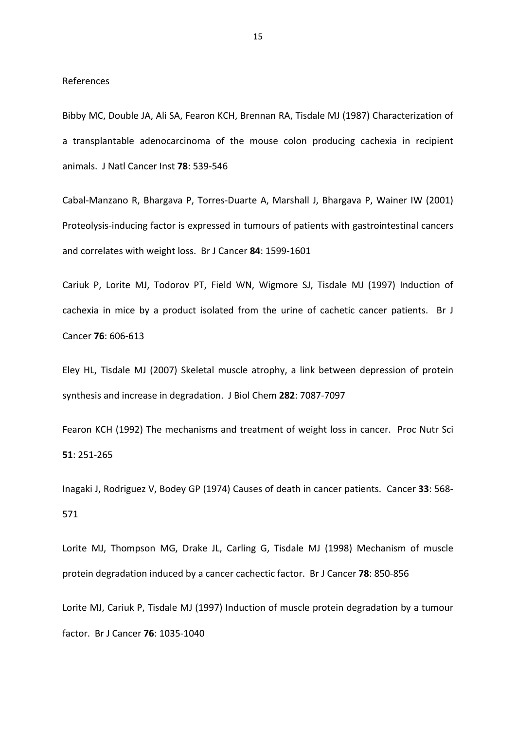References

Bibby MC, Double JA, Ali SA, Fearon KCH, Brennan RA, Tisdale MJ (1987) Characterization of a transplantable adenocarcinoma of the mouse colon producing cachexia in recipient animals. J Natl Cancer Inst **78**: 539-546

Cabal-Manzano R, Bhargava P, Torres-Duarte A, Marshall J, Bhargava P, Wainer IW (2001) Proteolysis-inducing factor is expressed in tumours of patients with gastrointestinal cancers and correlates with weight loss. Br J Cancer **84**: 1599-1601

Cariuk P, Lorite MJ, Todorov PT, Field WN, Wigmore SJ, Tisdale MJ (1997) Induction of cachexia in mice by a product isolated from the urine of cachetic cancer patients. Br J Cancer **76**: 606-613

Eley HL, Tisdale MJ (2007) Skeletal muscle atrophy, a link between depression of protein synthesis and increase in degradation. J Biol Chem **282**: 7087-7097

Fearon KCH (1992) The mechanisms and treatment of weight loss in cancer. Proc Nutr Sci **51**: 251-265

Inagaki J, Rodriguez V, Bodey GP (1974) Causes of death in cancer patients. Cancer **33**: 568-571

Lorite MJ, Thompson MG, Drake JL, Carling G, Tisdale MJ (1998) Mechanism of muscle protein degradation induced by a cancer cachectic factor. Br J Cancer **78**: 850-856

Lorite MJ, Cariuk P, Tisdale MJ (1997) Induction of muscle protein degradation by a tumour factor. Br J Cancer **76**: 1035-1040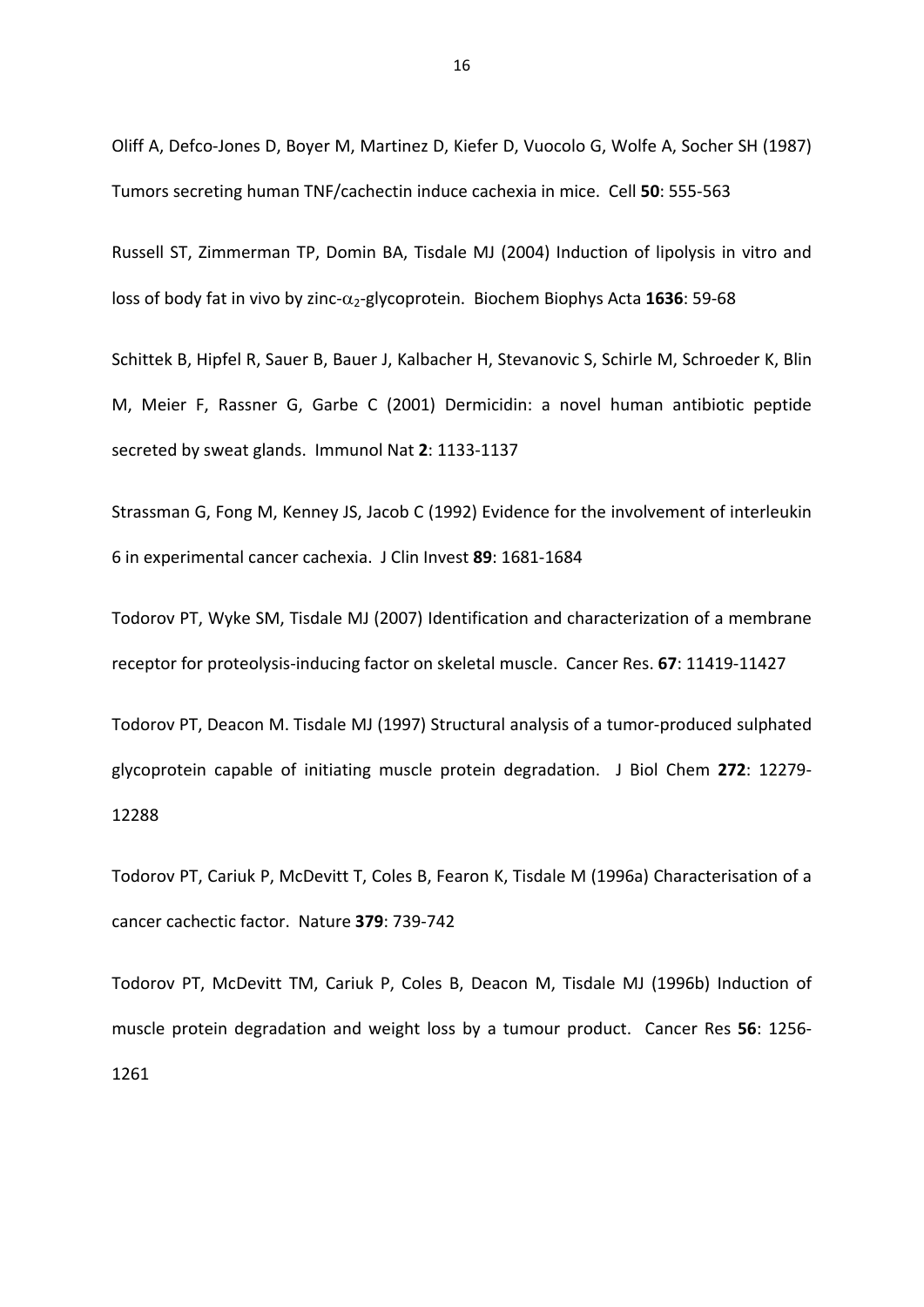Oliff A, Defco-Jones D, Boyer M, Martinez D, Kiefer D, Vuocolo G, Wolfe A, Socher SH (1987) Tumors secreting human TNF/cachectin induce cachexia in mice. Cell **50**: 555-563

Russell ST, Zimmerman TP, Domin BA, Tisdale MJ (2004) Induction of lipolysis in vitro and loss of body fat in vivo by zinc-$\alpha_2$-glycoprotein. Biochem Biophys Acta **1636**: 59-68

Schittek B, Hipfel R, Sauer B, Bauer J, Kalbacher H, Stevanovic S, Schirle M, Schroeder K, Blin M, Meier F, Rassner G, Garbe C (2001) Dermicidin: a novel human antibiotic peptide secreted by sweat glands. Immunol Nat **2**: 1133-1137

Strassman G, Fong M, Kenney JS, Jacob C (1992) Evidence for the involvement of interleukin 6 in experimental cancer cachexia. J Clin Invest **89**: 1681-1684

Todorov PT, Wyke SM, Tisdale MJ (2007) Identification and characterization of a membrane receptor for proteolysis-inducing factor on skeletal muscle. Cancer Res. **67**: 11419-11427

Todorov PT, Deacon M. Tisdale MJ (1997) Structural analysis of a tumor-produced sulphated glycoprotein capable of initiating muscle protein degradation. J Biol Chem **272**: 12279-12288

Todorov PT, Cariuk P, McDevitt T, Coles B, Fearon K, Tisdale M (1996a) Characterisation of a cancer cachectic factor. Nature **379**: 739-742

Todorov PT, McDevitt TM, Cariuk P, Coles B, Deacon M, Tisdale MJ (1996b) Induction of muscle protein degradation and weight loss by a tumour product. Cancer Res **56**: 1256-1261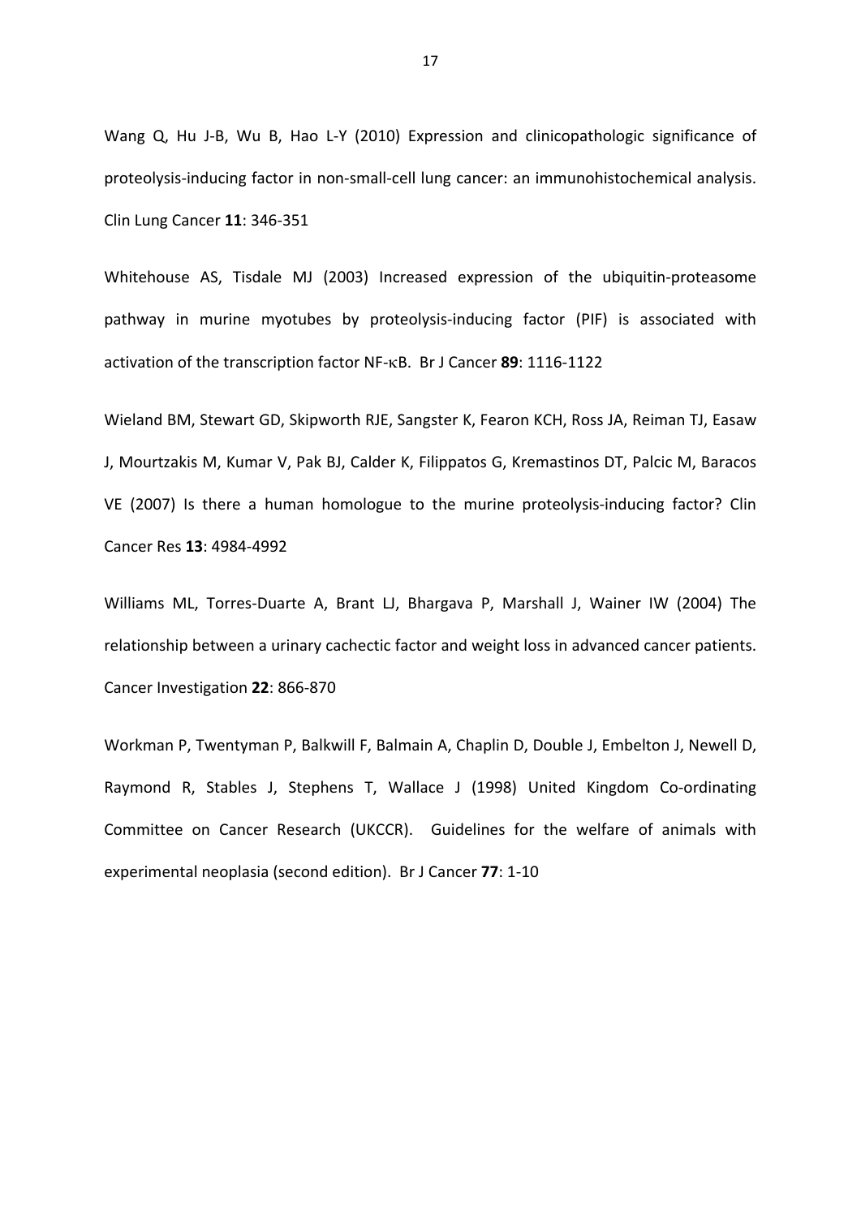Wang Q, Hu J-B, Wu B, Hao L-Y (2010) Expression and clinicopathologic significance of proteolysis-inducing factor in non-small-cell lung cancer: an immunohistochemical analysis. Clin Lung Cancer **11**: 346-351

Whitehouse AS, Tisdale MJ (2003) Increased expression of the ubiquitin-proteasome pathway in murine myotubes by proteolysis-inducing factor (PIF) is associated with activation of the transcription factor NF-κB. Br J Cancer **89**: 1116-1122

Wieland BM, Stewart GD, Skipworth RJE, Sangster K, Fearon KCH, Ross JA, Reiman TJ, Easaw J, Mourtzakis M, Kumar V, Pak BJ, Calder K, Filippatos G, Kremastinos DT, Palcic M, Baracos VE (2007) Is there a human homologue to the murine proteolysis-inducing factor? Clin Cancer Res **13**: 4984-4992

Williams ML, Torres-Duarte A, Brant LJ, Bhargava P, Marshall J, Wainer IW (2004) The relationship between a urinary cachectic factor and weight loss in advanced cancer patients. Cancer Investigation **22**: 866-870

Workman P, Twentyman P, Balkwill F, Balmain A, Chaplin D, Double J, Embelton J, Newell D, Raymond R, Stables J, Stephens T, Wallace J (1998) United Kingdom Co-ordinating Committee on Cancer Research (UKCCR). Guidelines for the welfare of animals with experimental neoplasia (second edition). Br J Cancer **77**: 1-10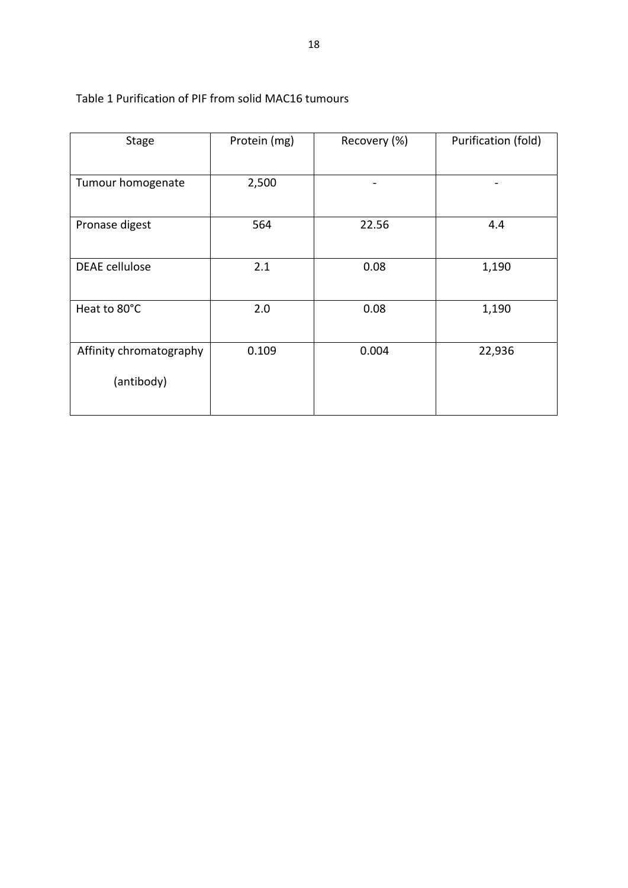Table 1 Purification of PIF from solid MAC16 tumours

| Stage | Protein (mg) | Recovery (%) | Purification (fold) |
|---|---|---|---|
| Tumour homogenate | 2,500 | - | - |
| Pronase digest | 564 | 22.56 | 4.4 |
| DEAE cellulose | 2.1 | 0.08 | 1,190 |
| Heat to 80°C | 2.0 | 0.08 | 1,190 |
| Affinity chromatography (antibody) | 0.109 | 0.004 | 22,936 |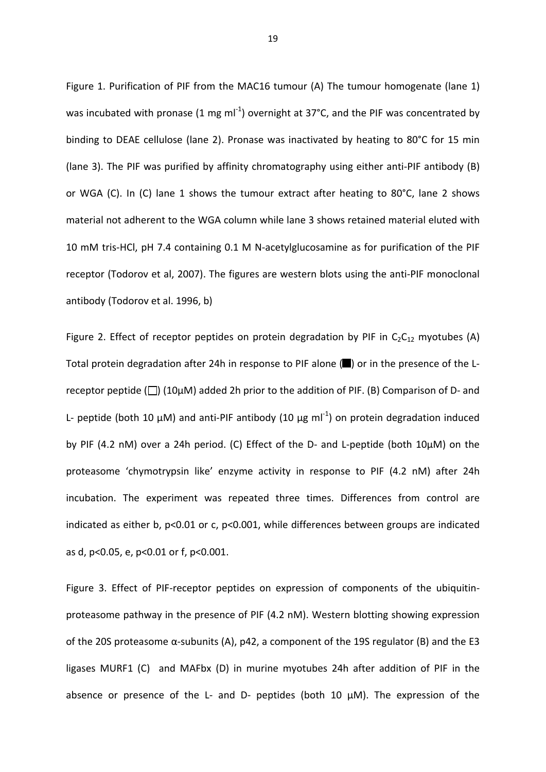Figure 1. Purification of PIF from the MAC16 tumour (A) The tumour homogenate (lane 1) was incubated with pronase (1 mg $ml^{-1}$) overnight at 37°C, and the PIF was concentrated by binding to DEAE cellulose (lane 2). Pronase was inactivated by heating to 80°C for 15 min (lane 3). The PIF was purified by affinity chromatography using either anti-PIF antibody (B) or WGA (C). In (C) lane 1 shows the tumour extract after heating to 80°C, lane 2 shows material not adherent to the WGA column while lane 3 shows retained material eluted with 10 mM tris-HCl, pH 7.4 containing 0.1 M N-acetylglucosamine as for purification of the PIF receptor (Todorov et al, 2007). The figures are western blots using the anti-PIF monoclonal antibody (Todorov et al. 1996, b)

Figure 2. Effect of receptor peptides on protein degradation by PIF in $C_2C_{12}$ myotubes (A) Total protein degradation after 24h in response to PIF alone (■) or in the presence of the L-receptor peptide (□) (10μM) added 2h prior to the addition of PIF. (B) Comparison of D- and L- peptide (both 10 μM) and anti-PIF antibody (10 μg $ml^{-1}$) on protein degradation induced by PIF (4.2 nM) over a 24h period. (C) Effect of the D- and L-peptide (both 10μM) on the proteasome 'chymotrypsin like' enzyme activity in response to PIF (4.2 nM) after 24h incubation. The experiment was repeated three times. Differences from control are indicated as either b, $p<0.01$ or c, $p<0.001$, while differences between groups are indicated as d, $p<0.05$, e, $p<0.01$ or f, $p<0.001$.

Figure 3. Effect of PIF-receptor peptides on expression of components of the ubiquitin-proteasome pathway in the presence of PIF (4.2 nM). Western blotting showing expression of the 20S proteasome α-subunits (A), p42, a component of the 19S regulator (B) and the E3 ligases MURF1 (C) and MAFbx (D) in murine myotubes 24h after addition of PIF in the absence or presence of the L- and D- peptides (both 10 μM). The expression of the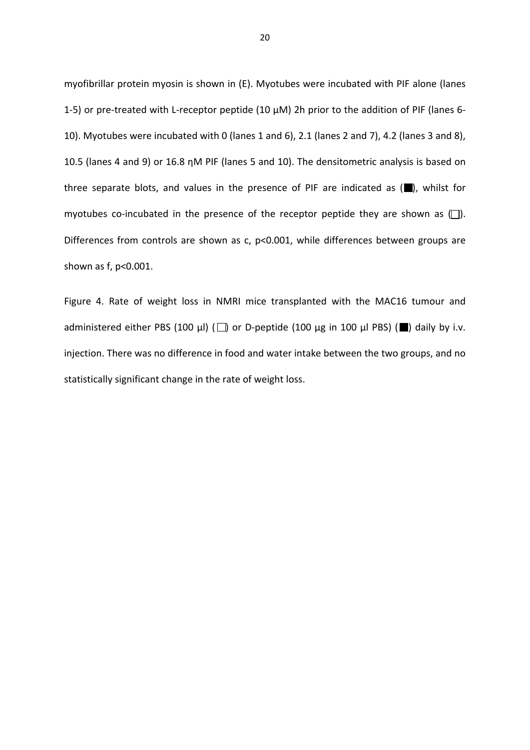myofibrillar protein myosin is shown in (E). Myotubes were incubated with PIF alone (lanes 1-5) or pre-treated with L-receptor peptide (10 µM) 2h prior to the addition of PIF (lanes 6-10). Myotubes were incubated with 0 (lanes 1 and 6), 2.1 (lanes 2 and 7), 4.2 (lanes 3 and 8), 10.5 (lanes 4 and 9) or 16.8 ηM PIF (lanes 5 and 10). The densitometric analysis is based on three separate blots, and values in the presence of PIF are indicated as (■), whilst for myotubes co-incubated in the presence of the receptor peptide they are shown as (□). Differences from controls are shown as c, $p<0.001$, while differences between groups are shown as f, $p<0.001$.

Figure 4. Rate of weight loss in NMRI mice transplanted with the MAC16 tumour and administered either PBS (100 µl) (□) or D-peptide (100 µg in 100 µl PBS) (■) daily by i.v. injection. There was no difference in food and water intake between the two groups, and no statistically significant change in the rate of weight loss.